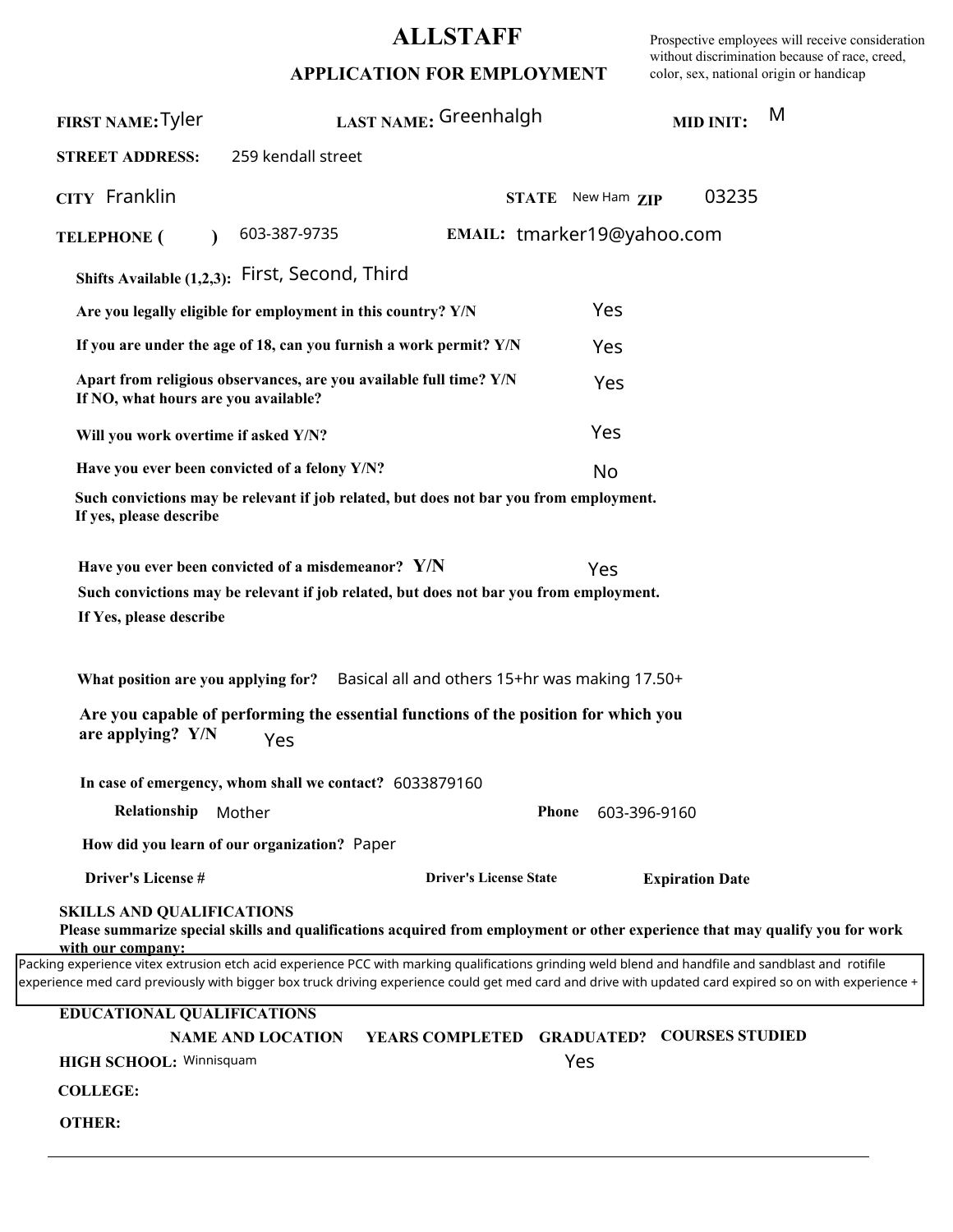# ALLSTAFF

## APPLICATION FOR EMPLOYMENT

Prospective employees will receive consideration without discrimination because of race, creed, color, sex, national origin or handicap

**FIRST NAME:** Tyler **LAST NAME:** Greenhalgh **MID INIT:** M

**STREET ADDRESS:** 259 kendall street

**CITY** Franklin **STATE** New Ham **ZIP** 03235

**TELEPHONE ( )** 603-387-9735 **EMAIL:** tmarker19@yahoo.com

**Shifts Available (1,2,3):** First, Second, Third

**Are you legally eligible for employment in this country? Y/N** Yes

**If you are under the age of 18, can you furnish a work permit? Y/N** Yes

**Apart from religious observances, are you available full time? Y/N** Yes
**If NO, what hours are you available?**

**Will you work overtime if asked Y/N?** Yes

**Have you ever been convicted of a felony Y/N?** No

**Such convictions may be relevant if job related, but does not bar you from employment.**
**If yes, please describe**

**Have you ever been convicted of a misdemeanor? Y/N** Yes

**Such convictions may be relevant if job related, but does not bar you from employment.**
**If Yes, please describe**

**What position are you applying for?** Basical all and others 15+hr was making 17.50+

**Are you capable of performing the essential functions of the position for which you are applying? Y/N** Yes

**In case of emergency, whom shall we contact?** 6033879160

**Relationship** Mother **Phone** 603-396-9160

**How did you learn of our organization?** Paper

**Driver's License #** **Driver's License State** **Expiration Date**

**SKILLS AND QUALIFICATIONS**
**Please summarize special skills and qualifications acquired from employment or other experience that may qualify you for work with our company:**

Packing experience vitex extrusion etch acid experience PCC with marking qualifications grinding weld blend and handfile and sandblast and rotifile experience med card previously with bigger box truck driving experience could get med card and drive with updated card expired so on with experience +

**EDUCATIONAL QUALIFICATIONS**

| | NAME AND LOCATION | YEARS COMPLETED | GRADUATED? | COURSES STUDIED |
|---|---|---|---|---|
| **HIGH SCHOOL:** | Winnisquam | | Yes | |
| **COLLEGE:** | | | | |
| **OTHER:** | | | | |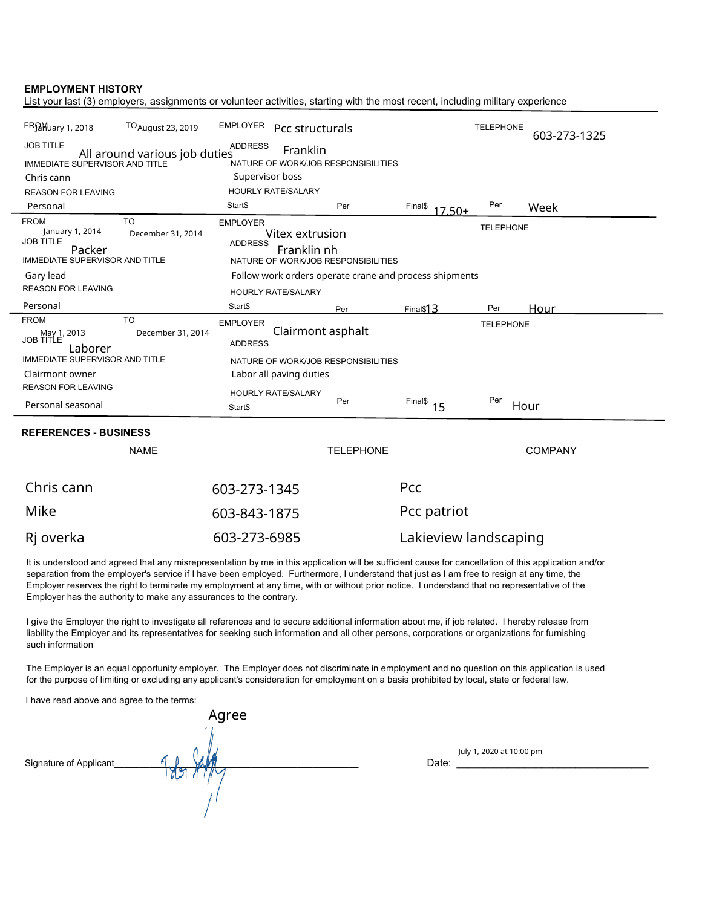## EMPLOYMENT HISTORY

List your last (3) employers, assignments or volunteer activities, starting with the most recent, including military experience

FROM January 1, 2018 TO August 23, 2019 EMPLOYER Pcc structurals TELEPHONE 603-273-1325

JOB TITLE All around various job duties ADDRESS Franklin

IMMEDIATE SUPERVISOR AND TITLE Chris cann

NATURE OF WORK/JOB RESPONSIBILITIES Supervisor boss

REASON FOR LEAVING Personal

HOURLY RATE/SALARY Start$ Per Final$ 17.50+ Per Week

---

FROM January 1, 2014 TO December 31, 2014 EMPLOYER Vitex extrusion TELEPHONE

JOB TITLE Packer ADDRESS Franklin nh

IMMEDIATE SUPERVISOR AND TITLE Gary lead

NATURE OF WORK/JOB RESPONSIBILITIES Follow work orders operate crane and process shipments

REASON FOR LEAVING Personal

HOURLY RATE/SALARY Start$ Per Final$13 Per Hour

---

FROM May 1, 2013 TO December 31, 2014 EMPLOYER Clairmont asphalt TELEPHONE

JOB TITLE Laborer ADDRESS

IMMEDIATE SUPERVISOR AND TITLE Clairmont owner

NATURE OF WORK/JOB RESPONSIBILITIES Labor all paving duties

REASON FOR LEAVING Personal seasonal

HOURLY RATE/SALARY Start$ Per Final$ 15 Per Hour

## REFERENCES - BUSINESS

| NAME | TELEPHONE | COMPANY |
|---|---|---|
| Chris cann | 603-273-1345 | Pcc |
| Mike | 603-843-1875 | Pcc patriot |
| Rj overka | 603-273-6985 | Lakieview landscaping |

It is understood and agreed that any misrepresentation by me in this application will be sufficient cause for cancellation of this application and/or separation from the employer's service if I have been employed. Furthermore, I understand that just as I am free to resign at any time, the Employer reserves the right to terminate my employment at any time, with or without prior notice. I understand that no representative of the Employer has the authority to make any assurances to the contrary.

I give the Employer the right to investigate all references and to secure additional information about me, if job related. I hereby release from liability the Employer and its representatives for seeking such information and all other persons, corporations or organizations for furnishing such information

The Employer is an equal opportunity employer. The Employer does not discriminate in employment and no question on this application is used for the purpose of limiting or excluding any applicant's consideration for employment on a basis prohibited by local, state or federal law.

I have read above and agree to the terms: Agree

Signature of Applicant\_\_\_\_\_\_\_\_\_\_\_\_\_\_\_\_ Date: July 1, 2020 at 10:00 pm